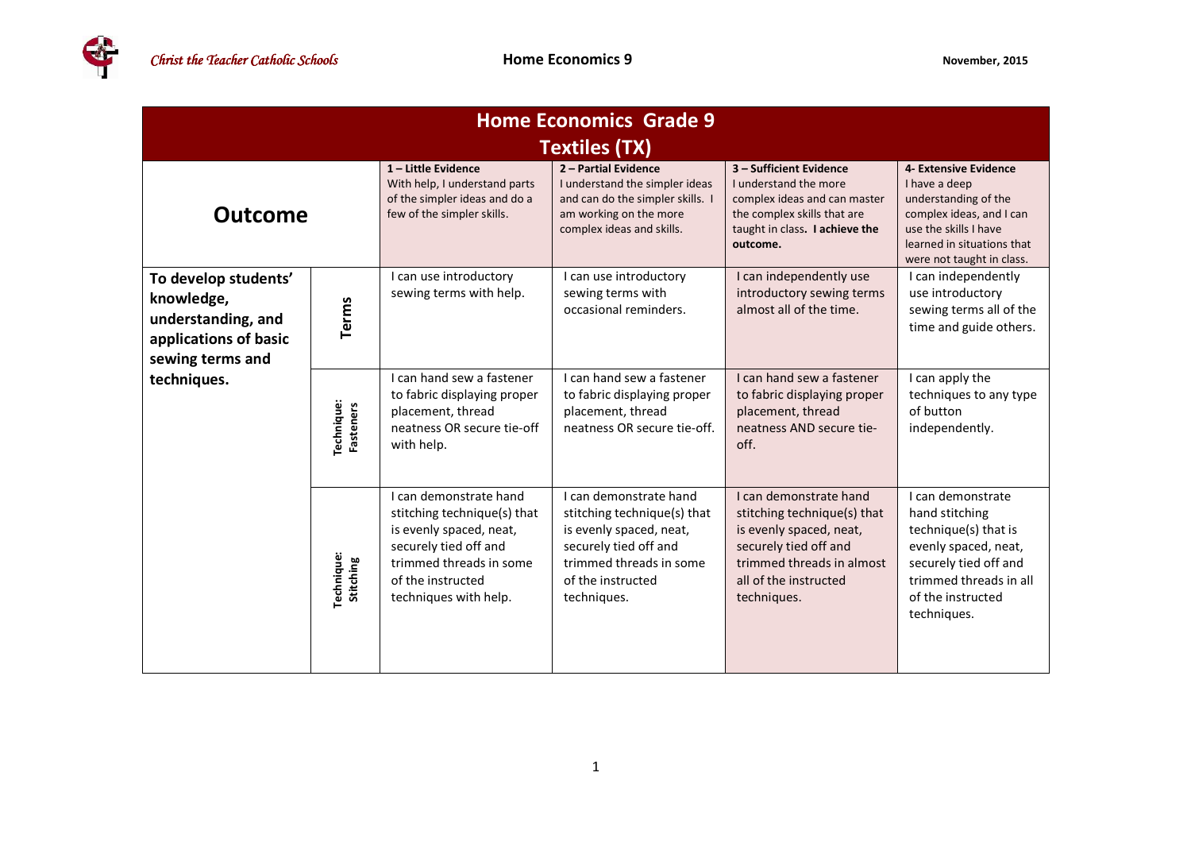# Home Economics Grade 9

## Textiles (TX)

| Outcome | | 1 – Little Evidence<br>With help, I understand parts of the simpler ideas and do a few of the simpler skills. | 2 – Partial Evidence<br>I understand the simpler ideas and can do the simpler skills. I am working on the more complex ideas and skills. | 3 – Sufficient Evidence<br>I understand the more complex ideas and can master the complex skills that are taught in class. **I achieve the outcome.** | 4- Extensive Evidence<br>I have a deep understanding of the complex ideas, and I can use the skills I have learned in situations that were not taught in class. |
|---|---|---|---|---|---|
| **To develop students' knowledge, understanding, and applications of basic sewing terms and techniques.** | **Terms** | I can use introductory sewing terms with help. | I can use introductory sewing terms with occasional reminders. | I can independently use introductory sewing terms almost all of the time. | I can independently use introductory sewing terms all of the time and guide others. |
| | **Technique: Fasteners** | I can hand sew a fastener to fabric displaying proper placement, thread neatness OR secure tie-off with help. | I can hand sew a fastener to fabric displaying proper placement, thread neatness OR secure tie-off. | I can hand sew a fastener to fabric displaying proper placement, thread neatness AND secure tie-off. | I can apply the techniques to any type of button independently. |
| | **Technique: Stitching** | I can demonstrate hand stitching technique(s) that is evenly spaced, neat, securely tied off and trimmed threads in some of the instructed techniques with help. | I can demonstrate hand stitching technique(s) that is evenly spaced, neat, securely tied off and trimmed threads in some of the instructed techniques. | I can demonstrate hand stitching technique(s) that is evenly spaced, neat, securely tied off and trimmed threads in almost all of the instructed techniques. | I can demonstrate hand stitching technique(s) that is evenly spaced, neat, securely tied off and trimmed threads in all of the instructed techniques. |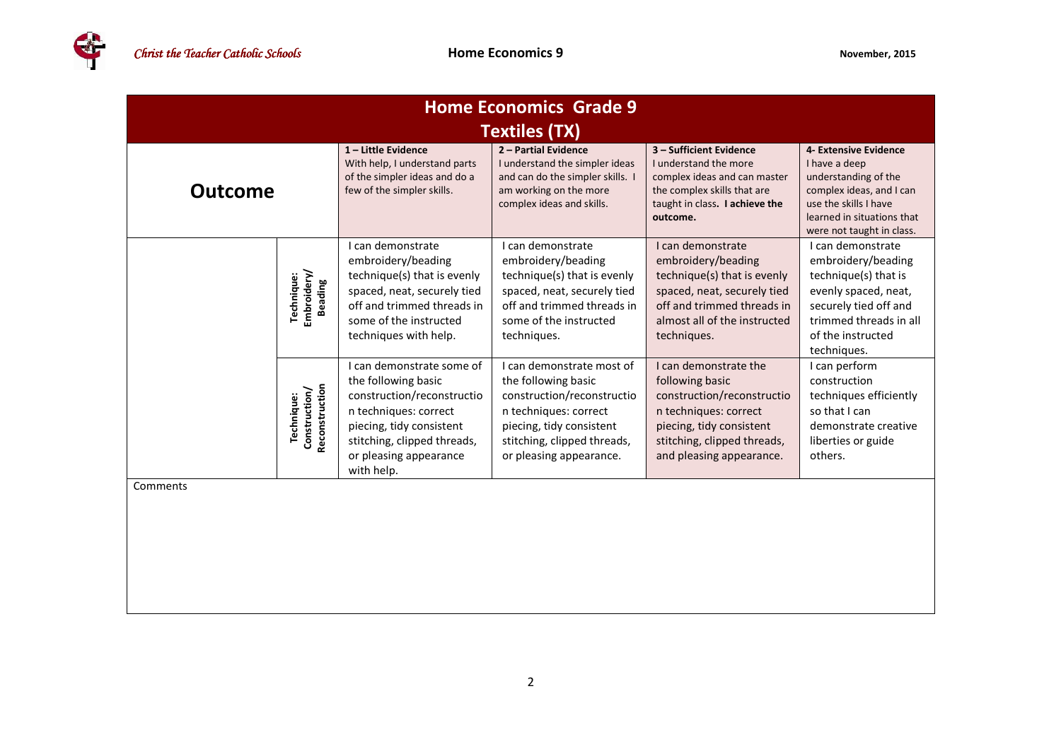| Home Economics Grade 9<br>Textiles (TX) | | | | | |
|---|---|---|---|---|---|
| **Outcome** | | **1 – Little Evidence**<br>With help, I understand parts of the simpler ideas and do a few of the simpler skills. | **2 – Partial Evidence**<br>I understand the simpler ideas and can do the simpler skills. I am working on the more complex ideas and skills. | **3 – Sufficient Evidence**<br>I understand the more complex ideas and can master the complex skills that are taught in class. **I achieve the outcome.** | **4- Extensive Evidence**<br>I have a deep understanding of the complex ideas, and I can use the skills I have learned in situations that were not taught in class. |
| | **Technique: Embroidery/ Beading** | I can demonstrate embroidery/beading technique(s) that is evenly spaced, neat, securely tied off and trimmed threads in some of the instructed techniques with help. | I can demonstrate embroidery/beading technique(s) that is evenly spaced, neat, securely tied off and trimmed threads in some of the instructed techniques. | I can demonstrate embroidery/beading technique(s) that is evenly spaced, neat, securely tied off and trimmed threads in almost all of the instructed techniques. | I can demonstrate embroidery/beading technique(s) that is evenly spaced, neat, securely tied off and trimmed threads in all of the instructed techniques. |
| | **Technique: Construction/ Reconstruction** | I can demonstrate some of the following basic construction/reconstruction techniques: correct piecing, tidy consistent stitching, clipped threads, or pleasing appearance with help. | I can demonstrate most of the following basic construction/reconstruction techniques: correct piecing, tidy consistent stitching, clipped threads, or pleasing appearance. | I can demonstrate the following basic construction/reconstruction techniques: correct piecing, tidy consistent stitching, clipped threads, and pleasing appearance. | I can perform construction techniques efficiently so that I can demonstrate creative liberties or guide others. |

Comments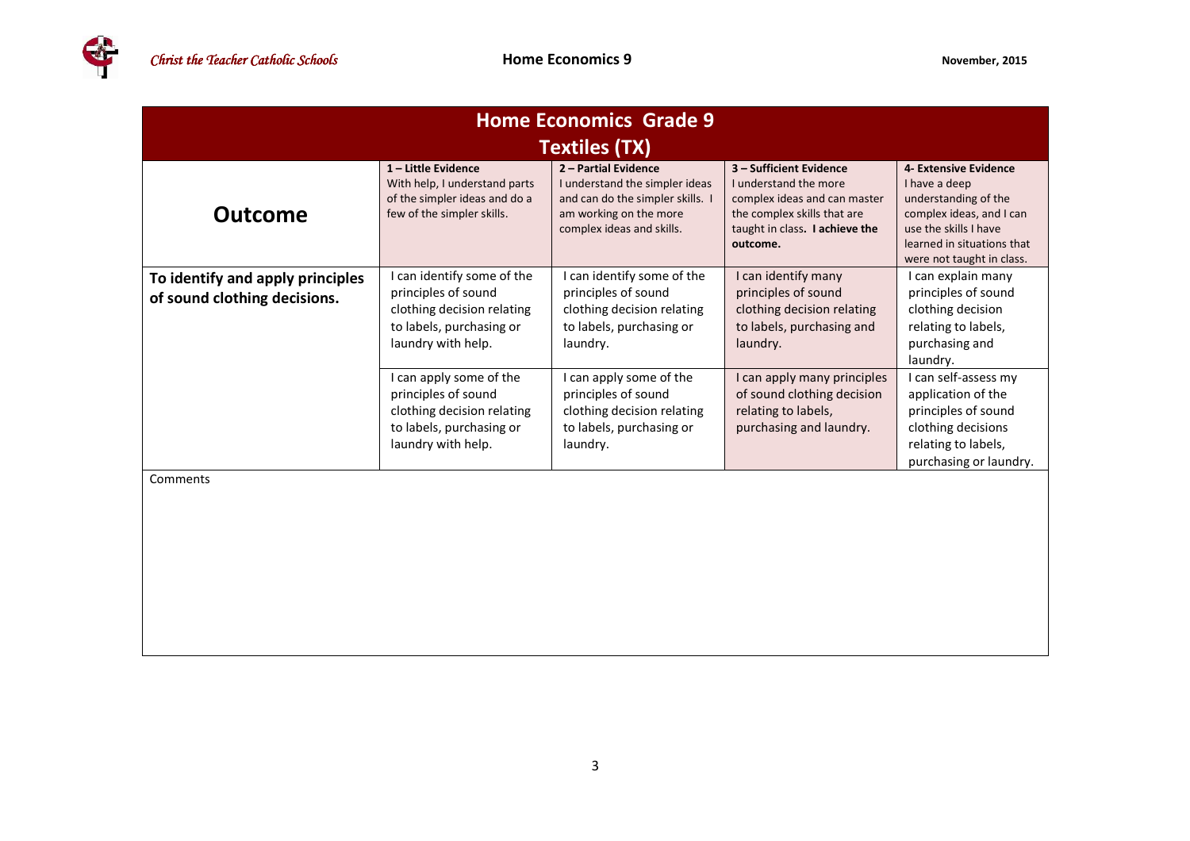| Home Economics Grade 9<br>Textiles (TX) | | | | |
|---|---|---|---|---|
| **Outcome** | **1 – Little Evidence**<br>With help, I understand parts of the simpler ideas and do a few of the simpler skills. | **2 – Partial Evidence**<br>I understand the simpler ideas and can do the simpler skills. I am working on the more complex ideas and skills. | **3 – Sufficient Evidence**<br>I understand the more complex ideas and can master the complex skills that are taught in class. **I achieve the outcome.** | **4- Extensive Evidence**<br>I have a deep understanding of the complex ideas, and I can use the skills I have learned in situations that were not taught in class. |
| **To identify and apply principles of sound clothing decisions.** | I can identify some of the principles of sound clothing decision relating to labels, purchasing or laundry with help. | I can identify some of the principles of sound clothing decision relating to labels, purchasing or laundry. | I can identify many principles of sound clothing decision relating to labels, purchasing and laundry. | I can explain many principles of sound clothing decision relating to labels, purchasing and laundry. |
| | I can apply some of the principles of sound clothing decision relating to labels, purchasing or laundry with help. | I can apply some of the principles of sound clothing decision relating to labels, purchasing or laundry. | I can apply many principles of sound clothing decision relating to labels, purchasing and laundry. | I can self-assess my application of the principles of sound clothing decisions relating to labels, purchasing or laundry. |
| Comments | | | | |